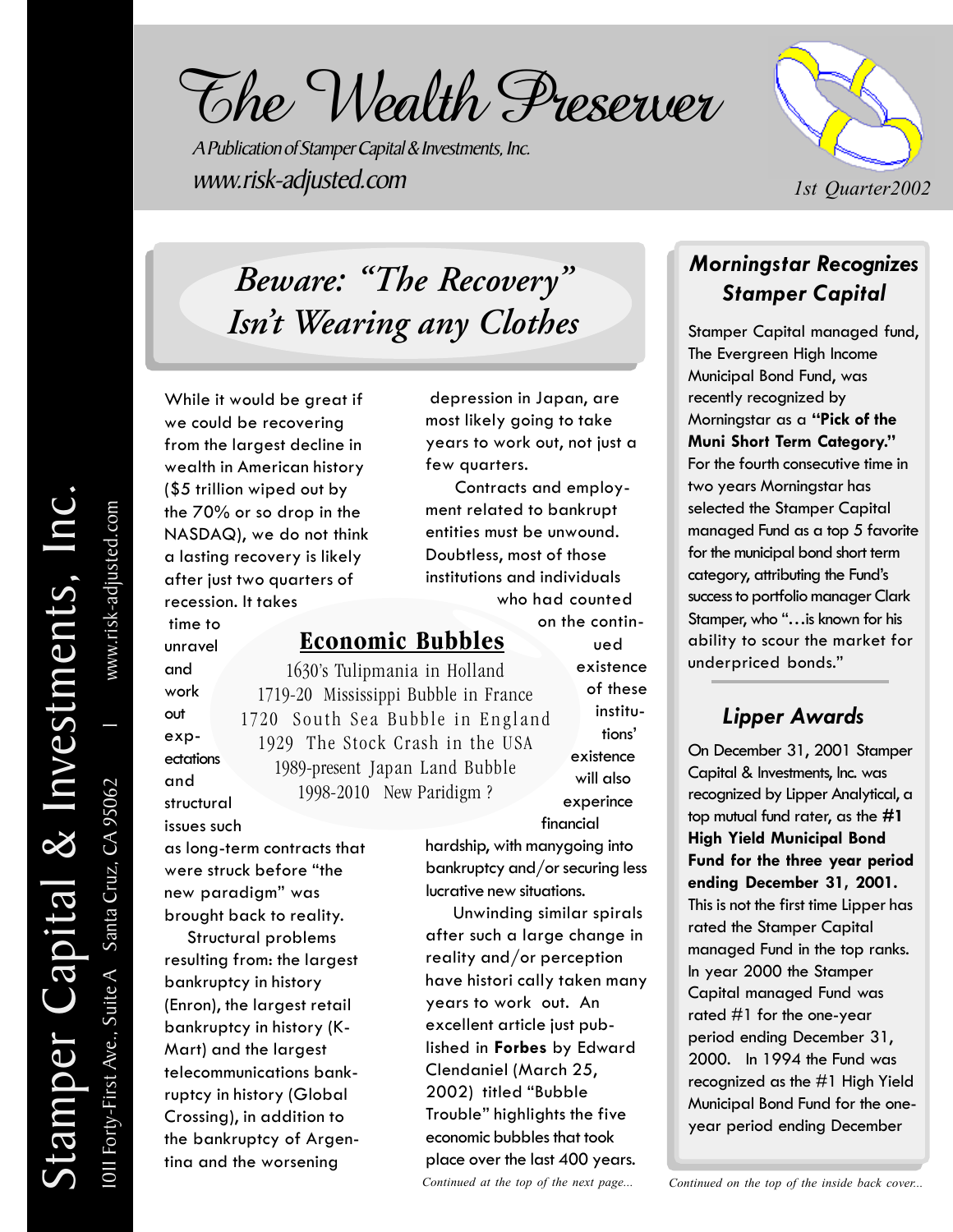# The Wealth Preserver

*A Publication of Stamper Capital & Investments, Inc.*

*www.risk-adjusted.com*

*1st Quarter2002*

Stamper Capital & Investments, Inc.

1011 Forty-First Ave., Suite A Santa Cruz, CA 95062 | www.risk-adjusted.com

## *Beware: "The Recovery" Isn't Wearing any Clothes*

While it would be great if we could be recovering from the largest decline in wealth in American history ($5 trillion wiped out by the 70% or so drop in the NASDAQ), we do not think a lasting recovery is likely after just two quarters of recession. It takes time to unravel and work out expectations and structural issues such as long-term contracts that were struck before "the new paradigm" was brought back to reality.

Structural problems resulting from: the largest bankruptcy in history (Enron), the largest retail bankruptcy in history (K-Mart) and the largest telecommunications bankruptcy in history (Global Crossing), in addition to the bankruptcy of Argentina and the worsening depression in Japan, are most likely going to take years to work out, not just a few quarters.

Contracts and employment related to bankrupt entities must be unwound. Doubtless, most of those institutions and individuals who had counted on the continued existence of these institutions' existence will also experince financial hardship, with manygoing into bankruptcy and/or securing less lucrative new situations.

Unwinding similar spirals after such a large change in reality and/or perception have histori cally taken many years to work out. An excellent article just published in **Forbes** by Edward Clendaniel (March 25, 2002) titled "Bubble Trouble" highlights the five economic bubbles that took place over the last 400 years.

*Continued at the top of the next page...*

### Economic Bubbles

1630's Tulipmania in Holland
1719-20 Mississippi Bubble in France
1720 South Sea Bubble in England
1929 The Stock Crash in the USA
1989-present Japan Land Bubble
1998-2010 New Paridigm ?

## *Morningstar Recognizes Stamper Capital*

Stamper Capital managed fund, The Evergreen High Income Municipal Bond Fund, was recently recognized by Morningstar as a **"Pick of the Muni Short Term Category."** For the fourth consecutive time in two years Morningstar has selected the Stamper Capital managed Fund as a top 5 favorite for the municipal bond short term category, attributing the Fund's success to portfolio manager Clark Stamper, who "…is known for his ability to scour the market for underpriced bonds."

## *Lipper Awards*

On December 31, 2001 Stamper Capital & Investments, Inc. was recognized by Lipper Analytical, a top mutual fund rater, as the **#1 High Yield Municipal Bond Fund for the three year period ending December 31, 2001.** This is not the first time Lipper has rated the Stamper Capital managed Fund in the top ranks. In year 2000 the Stamper Capital managed Fund was rated #1 for the one-year period ending December 31, 2000. In 1994 the Fund was recognized as the #1 High Yield Municipal Bond Fund for the one-year period ending December

*Continued on the top of the inside back cover...*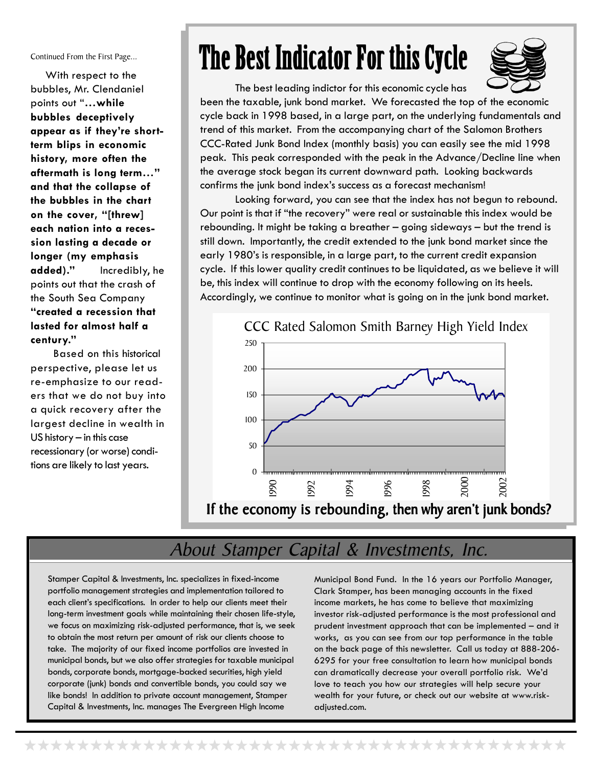Continued From the First Page...

With respect to the bubbles, Mr. Clendaniel points out "**…while bubbles deceptively appear as if they're short-term blips in economic history, more often the aftermath is long term…" and that the collapse of the bubbles in the chart on the cover, "[threw] each nation into a recession lasting a decade or longer (my emphasis added)."** Incredibly, he points out that the crash of the South Sea Company **"created a recession that lasted for almost half a century."**

Based on this historical perspective, please let us re-emphasize to our readers that we do not buy into a quick recovery after the largest decline in wealth in US history – in this case recessionary (or worse) conditions are likely to last years.

# The Best Indicator For this Cycle

The best leading indictor for this economic cycle has been the taxable, junk bond market. We forecasted the top of the economic cycle back in 1998 based, in a large part, on the underlying fundamentals and trend of this market. From the accompanying chart of the Salomon Brothers CCC-Rated Junk Bond Index (monthly basis) you can easily see the mid 1998 peak. This peak corresponded with the peak in the Advance/Decline line when the average stock began its current downward path. Looking backwards confirms the junk bond index's success as a forecast mechanism!

Looking forward, you can see that the index has not begun to rebound. Our point is that if "the recovery" were real or sustainable this index would be rebounding. It might be taking a breather – going sideways – but the trend is still down. Importantly, the credit extended to the junk bond market since the early 1980's is responsible, in a large part, to the current credit expansion cycle. If this lower quality credit continues to be liquidated, as we believe it will be, this index will continue to drop with the economy following on its heels. Accordingly, we continue to monitor what is going on in the junk bond market.

CCC Rated Salomon Smith Barney High Yield Index

**If the economy is rebounding, then why aren't junk bonds?**

## *About Stamper Capital & Investments, Inc.*

Stamper Capital & Investments, Inc. specializes in fixed-income portfolio management strategies and implementation tailored to each client's specifications. In order to help our clients meet their long-term investment goals while maintaining their chosen life-style, we focus on maximizing risk-adjusted performance, that is, we seek to obtain the most return per amount of risk our clients choose to take. The majority of our fixed income portfolios are invested in municipal bonds, but we also offer strategies for taxable municipal bonds, corporate bonds, mortgage-backed securities, high yield corporate (junk) bonds and convertible bonds, you could say we like bonds! In addition to private account management, Stamper Capital & Investments, Inc. manages The Evergreen High Income Municipal Bond Fund. In the 16 years our Portfolio Manager, Clark Stamper, has been managing accounts in the fixed income markets, he has come to believe that maximizing investor risk-adjusted performance is the most professional and prudent investment approach that can be implemented – and it works, as you can see from our top performance in the table on the back page of this newsletter. Call us today at 888-206-6295 for your free consultation to learn how municipal bonds can dramatically decrease your overall portfolio risk. We'd love to teach you how our strategies will help secure your wealth for your future, or check out our website at www.risk-adjusted.com.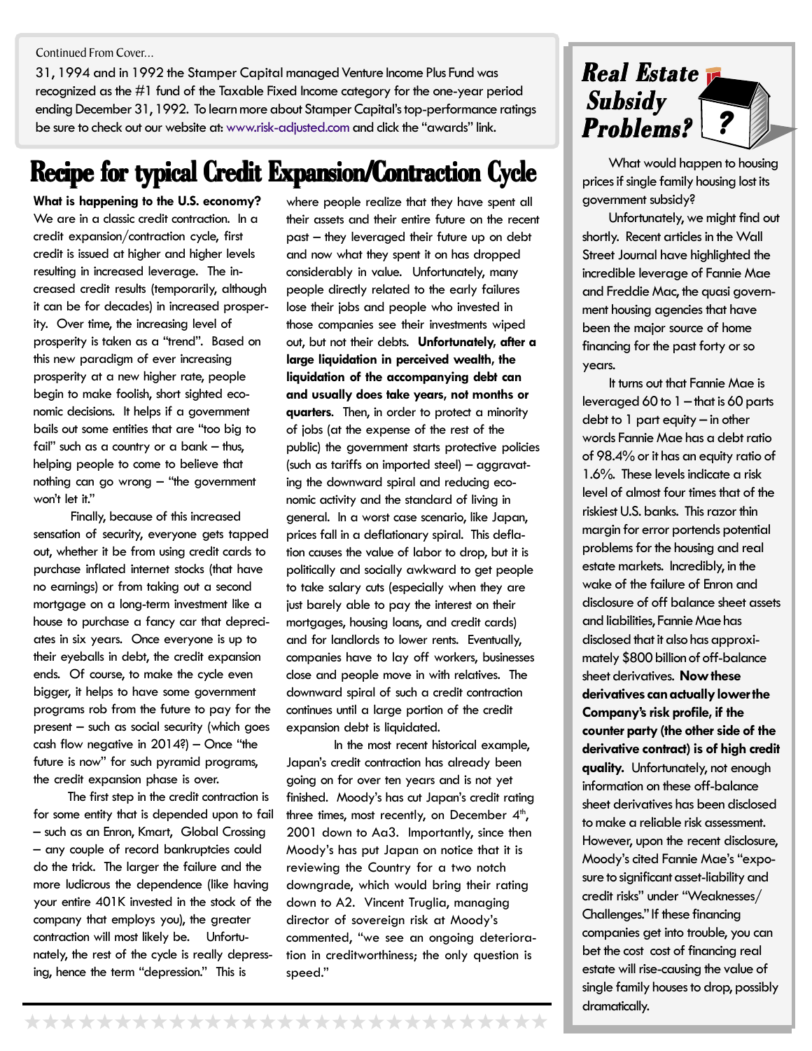Continued From Cover...

31, 1994 and in 1992 the Stamper Capital managed Venture Income Plus Fund was recognized as the #1 fund of the Taxable Fixed Income category for the one-year period ending December 31, 1992. To learn more about Stamper Capital's top-performance ratings be sure to check out our website at: www.risk-adjusted.com and click the "awards" link.

# Recipe for typical Credit Expansion/Contraction Cycle

**What is happening to the U.S. economy?** We are in a classic credit contraction. In a credit expansion/contraction cycle, first credit is issued at higher and higher levels resulting in increased leverage. The increased credit results (temporarily, although it can be for decades) in increased prosperity. Over time, the increasing level of prosperity is taken as a "trend". Based on this new paradigm of ever increasing prosperity at a new higher rate, people begin to make foolish, short sighted economic decisions. It helps if a government bails out some entities that are "too big to fail" such as a country or a bank – thus, helping people to come to believe that nothing can go wrong – "the government won't let it."

Finally, because of this increased sensation of security, everyone gets tapped out, whether it be from using credit cards to purchase inflated internet stocks (that have no earnings) or from taking out a second mortgage on a long-term investment like a house to purchase a fancy car that depreciates in six years. Once everyone is up to their eyeballs in debt, the credit expansion ends. Of course, to make the cycle even bigger, it helps to have some government programs rob from the future to pay for the present – such as social security (which goes cash flow negative in 2014?) – Once "the future is now" for such pyramid programs, the credit expansion phase is over.

The first step in the credit contraction is for some entity that is depended upon to fail – such as an Enron, Kmart, Global Crossing – any couple of record bankruptcies could do the trick. The larger the failure and the more ludicrous the dependence (like having your entire 401K invested in the stock of the company that employs you), the greater contraction will most likely be. Unfortunately, the rest of the cycle is really depressing, hence the term "depression." This is where people realize that they have spent all their assets and their entire future on the recent past – they leveraged their future up on debt and now what they spent it on has dropped considerably in value. Unfortunately, many people directly related to the early failures lose their jobs and people who invested in those companies see their investments wiped out, but not their debts. **Unfortunately, after a large liquidation in perceived wealth, the liquidation of the accompanying debt can and usually does take years, not months or quarters.** Then, in order to protect a minority of jobs (at the expense of the rest of the public) the government starts protective policies (such as tariffs on imported steel) – aggravating the downward spiral and reducing economic activity and the standard of living in general. In a worst case scenario, like Japan, prices fall in a deflationary spiral. This deflation causes the value of labor to drop, but it is politically and socially awkward to get people to take salary cuts (especially when they are just barely able to pay the interest on their mortgages, housing loans, and credit cards) and for landlords to lower rents. Eventually, companies have to lay off workers, businesses close and people move in with relatives. The downward spiral of such a credit contraction continues until a large portion of the credit expansion debt is liquidated.

In the most recent historical example, Japan's credit contraction has already been going on for over ten years and is not yet finished. Moody's has cut Japan's credit rating three times, most recently, on December 4th, 2001 down to Aa3. Importantly, since then Moody's has put Japan on notice that it is reviewing the Country for a two notch downgrade, which would bring their rating down to A2. Vincent Truglia, managing director of sovereign risk at Moody's commented, "we see an ongoing deterioration in creditworthiness; the only question is speed."

## Real Estate Subsidy Problems?

What would happen to housing prices if single family housing lost its government subsidy?

Unfortunately, we might find out shortly. Recent articles in the Wall Street Journal have highlighted the incredible leverage of Fannie Mae and Freddie Mac, the quasi government housing agencies that have been the major source of home financing for the past forty or so years.

It turns out that Fannie Mae is leveraged 60 to 1 – that is 60 parts debt to 1 part equity – in other words Fannie Mae has a debt ratio of 98.4% or it has an equity ratio of 1.6%. These levels indicate a risk level of almost four times that of the riskiest U.S. banks. This razor thin margin for error portends potential problems for the housing and real estate markets. Incredibly, in the wake of the failure of Enron and disclosure of off balance sheet assets and liabilities, Fannie Mae has disclosed that it also has approximately $800 billion of off-balance sheet derivatives. **Now these derivatives can actually lower the Company's risk profile, if the counter party (the other side of the derivative contract) is of high credit quality.** Unfortunately, not enough information on these off-balance sheet derivatives has been disclosed to make a reliable risk assessment. However, upon the recent disclosure, Moody's cited Fannie Mae's "exposure to significant asset-liability and credit risks" under "Weaknesses/Challenges." If these financing companies get into trouble, you can bet the cost cost of financing real estate will rise-causing the value of single family houses to drop, possibly dramatically.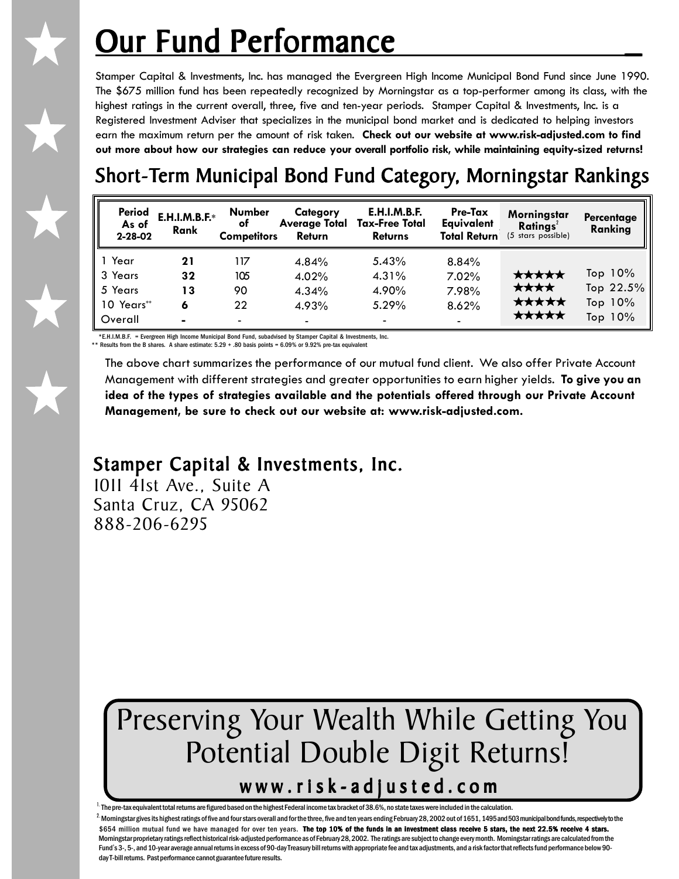# Our Fund Performance

Stamper Capital & Investments, Inc. has managed the Evergreen High Income Municipal Bond Fund since June 1990. The $675 million fund has been repeatedly recognized by Morningstar as a top-performer among its class, with the highest ratings in the current overall, three, five and ten-year periods. Stamper Capital & Investments, Inc. is a Registered Investment Adviser that specializes in the municipal bond market and is dedicated to helping investors earn the maximum return per the amount of risk taken. **Check out our website at www.risk-adjusted.com to find out more about how our strategies can reduce your overall portfolio risk, while maintaining equity-sized returns!**

## Short-Term Municipal Bond Fund Category, Morningstar Rankings

| Period As of 2-28-02 | E.H.I.M.B.F.* Rank | Number of Competitors | Category Average Total Return | E.H.I.M.B.F. Tax-Free Total Returns | Pre-Tax Equivalent Total Return[1] | Morningstar Ratings[2] (5 stars possible) | Percentage Ranking |
|---|---|---|---|---|---|---|---|
| 1 Year | 21 | 117 | 4.84% | 5.43% | 8.84% | | |
| 3 Years | 32 | 105 | 4.02% | 4.31% | 7.02% | ★★★★★ | Top 10% |
| 5 Years | 13 | 90 | 4.34% | 4.90% | 7.98% | ★★★★ | Top 22.5% |
| 10 Years** | 6 | 22 | 4.93% | 5.29% | 8.62% | ★★★★★ | Top 10% |
| Overall | - | - | - | - | - | ★★★★★ | Top 10% |

*E.H.I.M.B.F. = Evergreen High Income Municipal Bond Fund, subadvised by Stamper Capital & Investments, Inc.
** Results from the B shares. A share estimate: 5.29 + .80 basis points = 6.09% or 9.92% pre-tax equivalent

The above chart summarizes the performance of our mutual fund client. We also offer Private Account Management with different strategies and greater opportunities to earn higher yields. **To give you an idea of the types of strategies available and the potentials offered through our Private Account Management, be sure to check out our website at: www.risk-adjusted.com.**

## Stamper Capital & Investments, Inc.

1011 41st Ave., Suite A
Santa Cruz, CA 95062
888-206-6295

Preserving Your Wealth While Getting You Potential Double Digit Returns!

**www.risk-adjusted.com**

[1] The pre-tax equivalent total returns are figured based on the highest Federal income tax bracket of 38.6%, no state taxes were included in the calculation.

[2] Morningstar gives its highest ratings of five and four stars overall and for the three, five and ten years ending February 28, 2002 out of 1651, 1495 and 503 municipal bond funds, respectively to the $654 million mutual fund we have managed for over ten years. **The top 10% of the funds in an investment class receive 5 stars, the next 22.5% receive 4 stars.** Morningstar proprietary ratings reflect historical risk-adjusted performance as of February 28, 2002. The ratings are subject to change every month. Morningstar ratings are calculated from the Fund's 3-, 5-, and 10-year average annual returns in excess of 90-day Treasury bill returns with appropriate fee and tax adjustments, and a risk factor that reflects fund performance below 90-day T-bill returns. Past performance cannot guarantee future results.